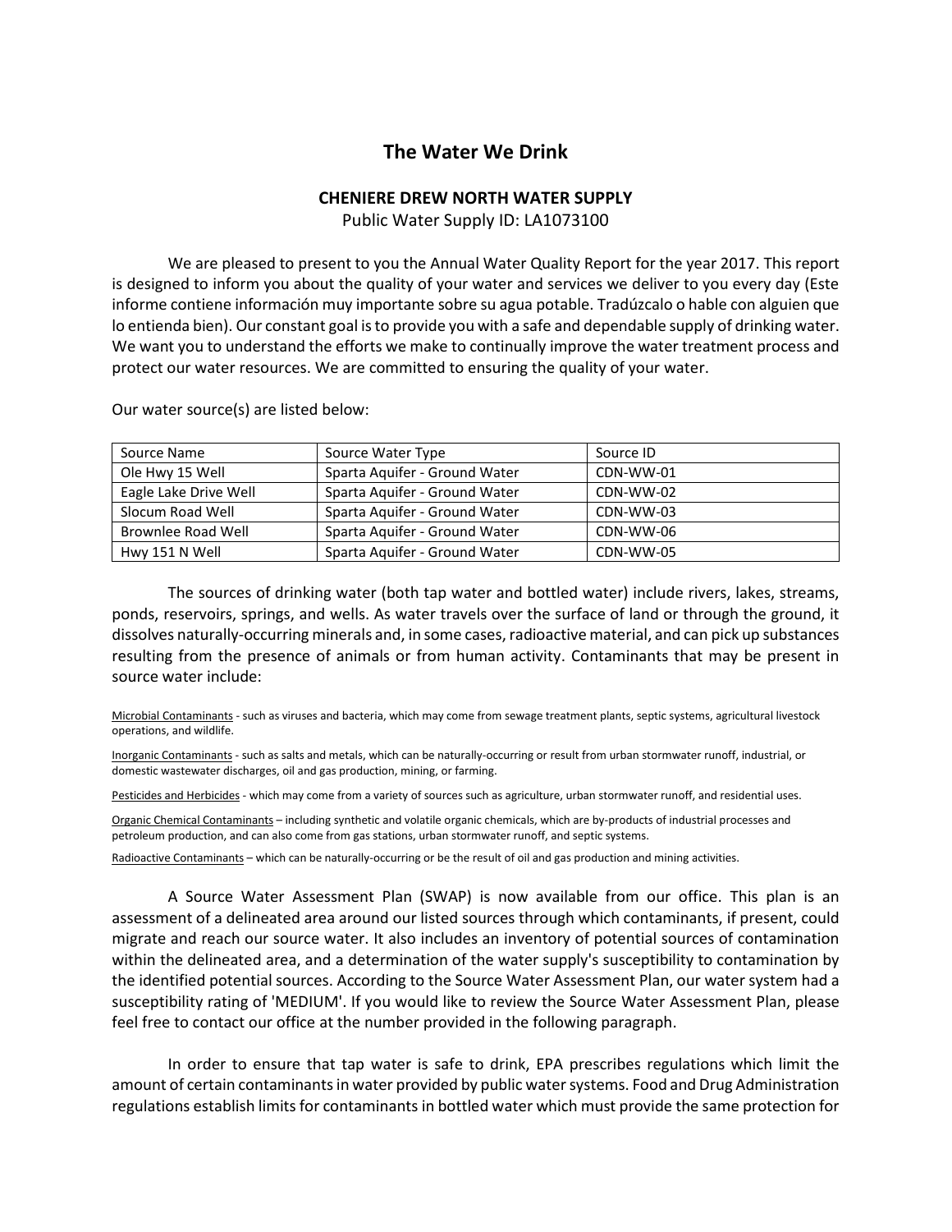# The Water We Drink

**CHENIERE DREW NORTH WATER SUPPLY**

Public Water Supply ID: LA1073100

We are pleased to present to you the Annual Water Quality Report for the year 2017. This report is designed to inform you about the quality of your water and services we deliver to you every day (Este informe contiene información muy importante sobre su agua potable. Tradúzcalo o hable con alguien que lo entienda bien). Our constant goal is to provide you with a safe and dependable supply of drinking water. We want you to understand the efforts we make to continually improve the water treatment process and protect our water resources. We are committed to ensuring the quality of your water.

Our water source(s) are listed below:

| Source Name | Source Water Type | Source ID |
|---|---|---|
| Ole Hwy 15 Well | Sparta Aquifer - Ground Water | CDN-WW-01 |
| Eagle Lake Drive Well | Sparta Aquifer - Ground Water | CDN-WW-02 |
| Slocum Road Well | Sparta Aquifer - Ground Water | CDN-WW-03 |
| Brownlee Road Well | Sparta Aquifer - Ground Water | CDN-WW-06 |
| Hwy 151 N Well | Sparta Aquifer - Ground Water | CDN-WW-05 |

The sources of drinking water (both tap water and bottled water) include rivers, lakes, streams, ponds, reservoirs, springs, and wells. As water travels over the surface of land or through the ground, it dissolves naturally-occurring minerals and, in some cases, radioactive material, and can pick up substances resulting from the presence of animals or from human activity. Contaminants that may be present in source water include:

Microbial Contaminants - such as viruses and bacteria, which may come from sewage treatment plants, septic systems, agricultural livestock operations, and wildlife.

Inorganic Contaminants - such as salts and metals, which can be naturally-occurring or result from urban stormwater runoff, industrial, or domestic wastewater discharges, oil and gas production, mining, or farming.

Pesticides and Herbicides - which may come from a variety of sources such as agriculture, urban stormwater runoff, and residential uses.

Organic Chemical Contaminants – including synthetic and volatile organic chemicals, which are by-products of industrial processes and petroleum production, and can also come from gas stations, urban stormwater runoff, and septic systems.

Radioactive Contaminants – which can be naturally-occurring or be the result of oil and gas production and mining activities.

A Source Water Assessment Plan (SWAP) is now available from our office. This plan is an assessment of a delineated area around our listed sources through which contaminants, if present, could migrate and reach our source water. It also includes an inventory of potential sources of contamination within the delineated area, and a determination of the water supply's susceptibility to contamination by the identified potential sources. According to the Source Water Assessment Plan, our water system had a susceptibility rating of 'MEDIUM'. If you would like to review the Source Water Assessment Plan, please feel free to contact our office at the number provided in the following paragraph.

In order to ensure that tap water is safe to drink, EPA prescribes regulations which limit the amount of certain contaminants in water provided by public water systems. Food and Drug Administration regulations establish limits for contaminants in bottled water which must provide the same protection for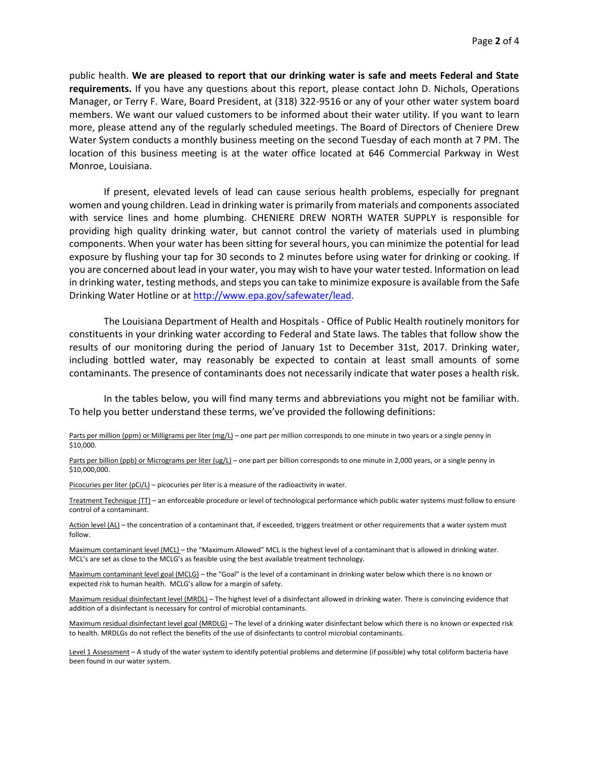public health. **We are pleased to report that our drinking water is safe and meets Federal and State requirements.** If you have any questions about this report, please contact John D. Nichols, Operations Manager, or Terry F. Ware, Board President, at (318) 322-9516 or any of your other water system board members. We want our valued customers to be informed about their water utility. If you want to learn more, please attend any of the regularly scheduled meetings. The Board of Directors of Cheniere Drew Water System conducts a monthly business meeting on the second Tuesday of each month at 7 PM. The location of this business meeting is at the water office located at 646 Commercial Parkway in West Monroe, Louisiana.

If present, elevated levels of lead can cause serious health problems, especially for pregnant women and young children. Lead in drinking water is primarily from materials and components associated with service lines and home plumbing. CHENIERE DREW NORTH WATER SUPPLY is responsible for providing high quality drinking water, but cannot control the variety of materials used in plumbing components. When your water has been sitting for several hours, you can minimize the potential for lead exposure by flushing your tap for 30 seconds to 2 minutes before using water for drinking or cooking. If you are concerned about lead in your water, you may wish to have your water tested. Information on lead in drinking water, testing methods, and steps you can take to minimize exposure is available from the Safe Drinking Water Hotline or at http://www.epa.gov/safewater/lead.

The Louisiana Department of Health and Hospitals - Office of Public Health routinely monitors for constituents in your drinking water according to Federal and State laws. The tables that follow show the results of our monitoring during the period of January 1st to December 31st, 2017. Drinking water, including bottled water, may reasonably be expected to contain at least small amounts of some contaminants. The presence of contaminants does not necessarily indicate that water poses a health risk.

In the tables below, you will find many terms and abbreviations you might not be familiar with. To help you better understand these terms, we've provided the following definitions:

Parts per million (ppm) or Milligrams per liter (mg/L) – one part per million corresponds to one minute in two years or a single penny in $10,000.

Parts per billion (ppb) or Micrograms per liter (ug/L) – one part per billion corresponds to one minute in 2,000 years, or a single penny in $10,000,000.

Picocuries per liter (pCi/L) – picocuries per liter is a measure of the radioactivity in water.

Treatment Technique (TT) – an enforceable procedure or level of technological performance which public water systems must follow to ensure control of a contaminant.

Action level (AL) – the concentration of a contaminant that, if exceeded, triggers treatment or other requirements that a water system must follow.

Maximum contaminant level (MCL) – the "Maximum Allowed" MCL is the highest level of a contaminant that is allowed in drinking water. MCL's are set as close to the MCLG's as feasible using the best available treatment technology.

Maximum contaminant level goal (MCLG) – the "Goal" is the level of a contaminant in drinking water below which there is no known or expected risk to human health. MCLG's allow for a margin of safety.

Maximum residual disinfectant level (MRDL) – The highest level of a disinfectant allowed in drinking water. There is convincing evidence that addition of a disinfectant is necessary for control of microbial contaminants.

Maximum residual disinfectant level goal (MRDLG) – The level of a drinking water disinfectant below which there is no known or expected risk to health. MRDLGs do not reflect the benefits of the use of disinfectants to control microbial contaminants.

Level 1 Assessment – A study of the water system to identify potential problems and determine (if possible) why total coliform bacteria have been found in our water system.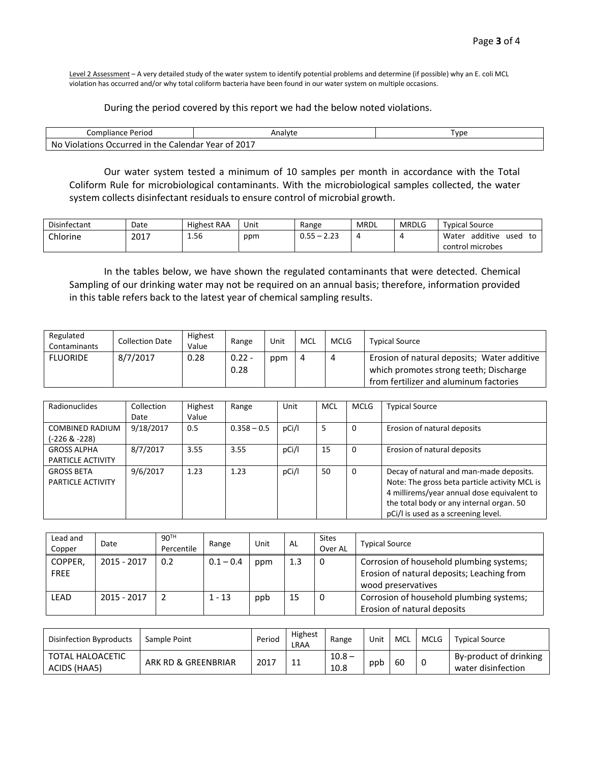Level 2 Assessment – A very detailed study of the water system to identify potential problems and determine (if possible) why an E. coli MCL violation has occurred and/or why total coliform bacteria have been found in our water system on multiple occasions.

During the period covered by this report we had the below noted violations.

| Compliance Period | Analyte | Type |
|---|---|---|
| No Violations Occurred in the Calendar Year of 2017 | | |

Our water system tested a minimum of 10 samples per month in accordance with the Total Coliform Rule for microbiological contaminants. With the microbiological samples collected, the water system collects disinfectant residuals to ensure control of microbial growth.

| Disinfectant | Date | Highest RAA | Unit | Range | MRDL | MRDLG | Typical Source |
|---|---|---|---|---|---|---|---|
| Chlorine | 2017 | 1.56 | ppm | 0.55 – 2.23 | 4 | 4 | Water additive used to control microbes |

In the tables below, we have shown the regulated contaminants that were detected. Chemical Sampling of our drinking water may not be required on an annual basis; therefore, information provided in this table refers back to the latest year of chemical sampling results.

| Regulated Contaminants | Collection Date | Highest Value | Range | Unit | MCL | MCLG | Typical Source |
|---|---|---|---|---|---|---|---|
| FLUORIDE | 8/7/2017 | 0.28 | 0.22 - 0.28 | ppm | 4 | 4 | Erosion of natural deposits; Water additive which promotes strong teeth; Discharge from fertilizer and aluminum factories |

| Radionuclides | Collection Date | Highest Value | Range | Unit | MCL | MCLG | Typical Source |
|---|---|---|---|---|---|---|---|
| COMBINED RADIUM (-226 & -228) | 9/18/2017 | 0.5 | 0.358 – 0.5 | pCi/l | 5 | 0 | Erosion of natural deposits |
| GROSS ALPHA PARTICLE ACTIVITY | 8/7/2017 | 3.55 | 3.55 | pCi/l | 15 | 0 | Erosion of natural deposits |
| GROSS BETA PARTICLE ACTIVITY | 9/6/2017 | 1.23 | 1.23 | pCi/l | 50 | 0 | Decay of natural and man-made deposits. Note: The gross beta particle activity MCL is 4 millirems/year annual dose equivalent to the total body or any internal organ. 50 pCi/l is used as a screening level. |

| Lead and Copper | Date | 90TH Percentile | Range | Unit | AL | Sites Over AL | Typical Source |
|---|---|---|---|---|---|---|---|
| COPPER, FREE | 2015 - 2017 | 0.2 | 0.1 – 0.4 | ppm | 1.3 | 0 | Corrosion of household plumbing systems; Erosion of natural deposits; Leaching from wood preservatives |
| LEAD | 2015 - 2017 | 2 | 1 - 13 | ppb | 15 | 0 | Corrosion of household plumbing systems; Erosion of natural deposits |

| Disinfection Byproducts | Sample Point | Period | Highest LRAA | Range | Unit | MCL | MCLG | Typical Source |
|---|---|---|---|---|---|---|---|---|
| TOTAL HALOACETIC ACIDS (HAA5) | ARK RD & GREENBRIAR | 2017 | 11 | 10.8 – 10.8 | ppb | 60 | 0 | By-product of drinking water disinfection |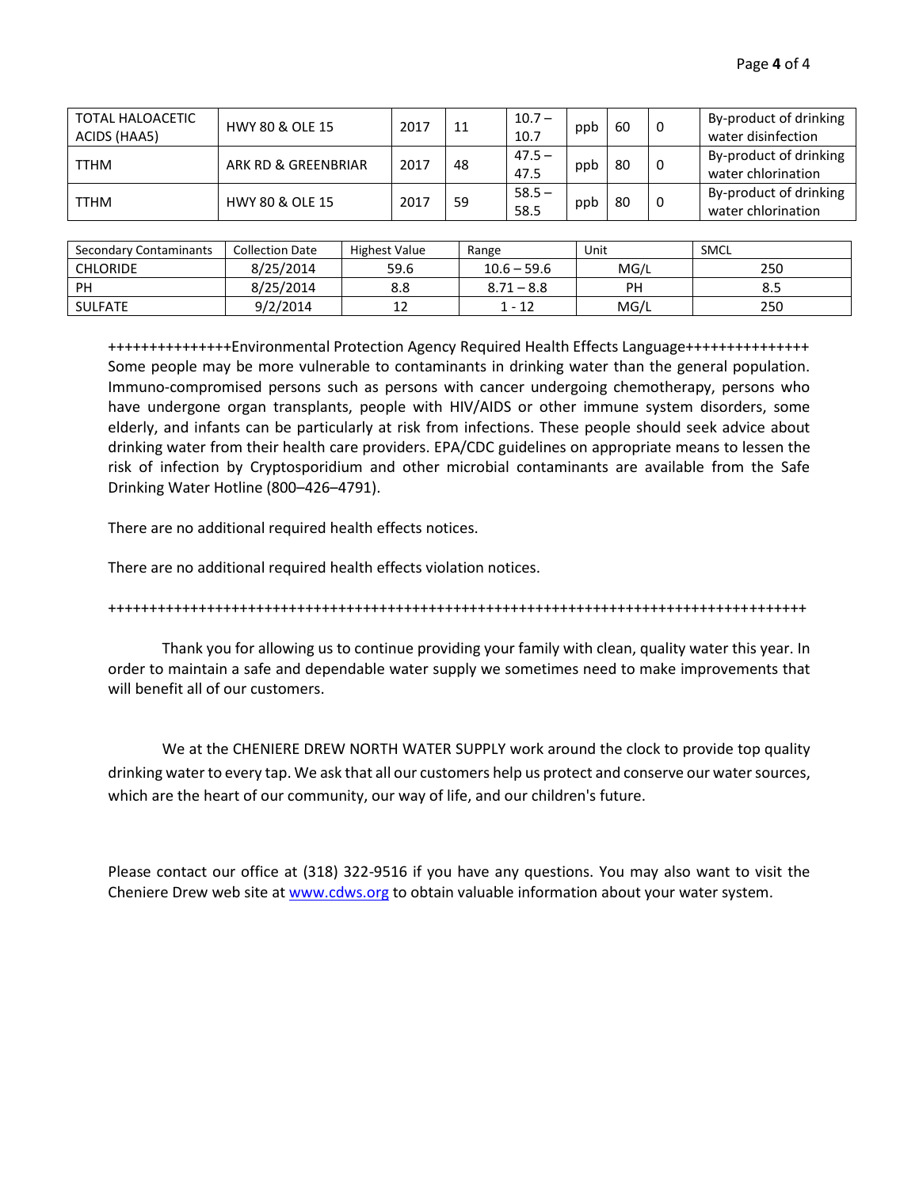| | | | | | | | | |
|---|---|---|---|---|---|---|---|---|
| TOTAL HALOACETIC ACIDS (HAA5) | HWY 80 & OLE 15 | 2017 | 11 | 10.7 – 10.7 | ppb | 60 | 0 | By-product of drinking water disinfection |
| TTHM | ARK RD & GREENBRIAR | 2017 | 48 | 47.5 – 47.5 | ppb | 80 | 0 | By-product of drinking water chlorination |
| TTHM | HWY 80 & OLE 15 | 2017 | 59 | 58.5 – 58.5 | ppb | 80 | 0 | By-product of drinking water chlorination |

| Secondary Contaminants | Collection Date | Highest Value | Range | Unit | SMCL |
|---|---|---|---|---|---|
| CHLORIDE | 8/25/2014 | 59.6 | 10.6 – 59.6 | MG/L | 250 |
| PH | 8/25/2014 | 8.8 | 8.71 – 8.8 | PH | 8.5 |
| SULFATE | 9/2/2014 | 12 | 1 - 12 | MG/L | 250 |

+++++++++++++++Environmental Protection Agency Required Health Effects Language+++++++++++++++
Some people may be more vulnerable to contaminants in drinking water than the general population. Immuno-compromised persons such as persons with cancer undergoing chemotherapy, persons who have undergone organ transplants, people with HIV/AIDS or other immune system disorders, some elderly, and infants can be particularly at risk from infections. These people should seek advice about drinking water from their health care providers. EPA/CDC guidelines on appropriate means to lessen the risk of infection by Cryptosporidium and other microbial contaminants are available from the Safe Drinking Water Hotline (800–426–4791).

There are no additional required health effects notices.

There are no additional required health effects violation notices.

+++++++++++++++++++++++++++++++++++++++++++++++++++++++++++++++++++++++++++++++++++++++

Thank you for allowing us to continue providing your family with clean, quality water this year. In order to maintain a safe and dependable water supply we sometimes need to make improvements that will benefit all of our customers.

We at the CHENIERE DREW NORTH WATER SUPPLY work around the clock to provide top quality drinking water to every tap. We ask that all our customers help us protect and conserve our water sources, which are the heart of our community, our way of life, and our children's future.

Please contact our office at (318) 322-9516 if you have any questions. You may also want to visit the Cheniere Drew web site at [www.cdws.org](http://www.cdws.org) to obtain valuable information about your water system.